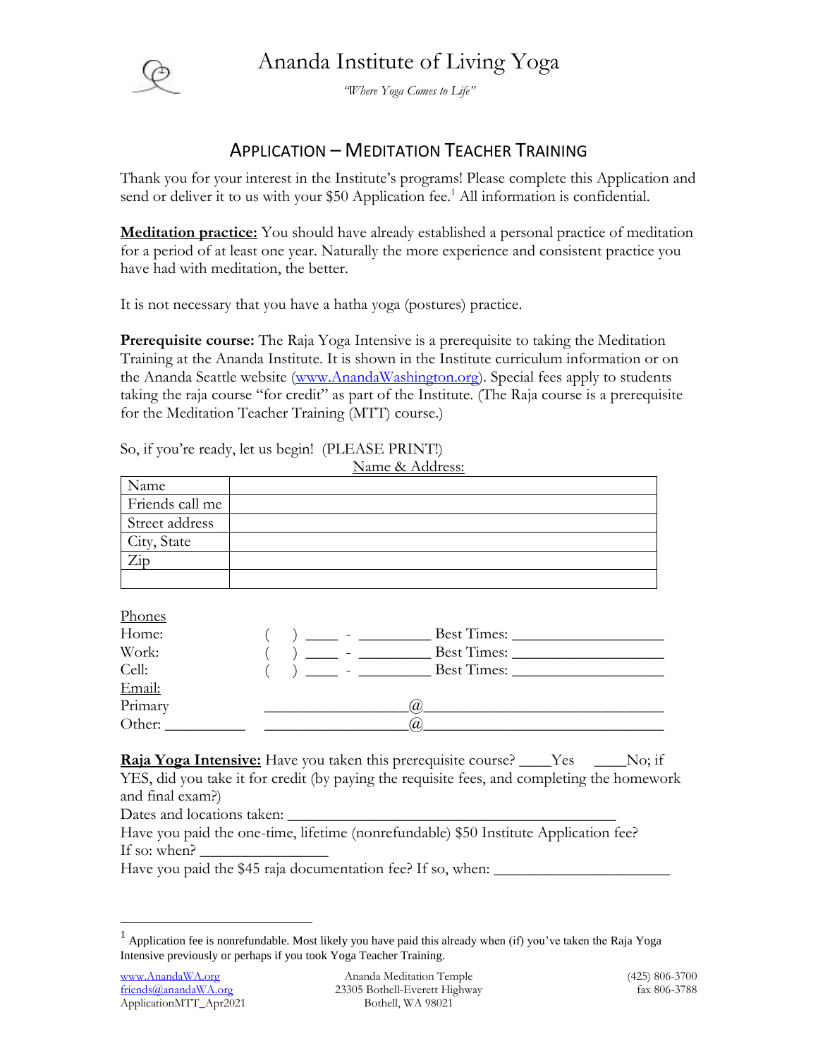# Ananda Institute of Living Yoga

*"Where Yoga Comes to Life"*

## APPLICATION – MEDITATION TEACHER TRAINING

Thank you for your interest in the Institute's programs! Please complete this Application and send or deliver it to us with your $50 Application fee.[1] All information is confidential.

**Meditation practice:** You should have already established a personal practice of meditation for a period of at least one year. Naturally the more experience and consistent practice you have had with meditation, the better.

It is not necessary that you have a hatha yoga (postures) practice.

**Prerequisite course:** The Raja Yoga Intensive is a prerequisite to taking the Meditation Training at the Ananda Institute. It is shown in the Institute curriculum information or on the Ananda Seattle website (www.AnandaWashington.org). Special fees apply to students taking the raja course "for credit" as part of the Institute. (The Raja course is a prerequisite for the Meditation Teacher Training (MTT) course.)

So, if you're ready, let us begin! (PLEASE PRINT!)

Name & Address:

| | |
|---|---|
| Name | |
| Friends call me | |
| Street address | |
| City, State | |
| Zip | |
| | |

Phones

Home: ( ) ____ - _________ Best Times: ___________________

Work: ( ) ____ - _________ Best Times: ___________________

Cell: ( ) ____ - _________ Best Times: ___________________

Email:

Primary _________________@_____________________________

Other: __________ _________________@_____________________________

**Raja Yoga Intensive:** Have you taken this prerequisite course? ____Yes ____No; if YES, did you take it for credit (by paying the requisite fees, and completing the homework and final exam?)

Dates and locations taken: ________________________________________

Have you paid the one-time, lifetime (nonrefundable) $50 Institute Application fee?

If so: when? ________________

Have you paid the $45 raja documentation fee? If so, when: ______________________

[1] Application fee is nonrefundable. Most likely you have paid this already when (if) you've taken the Raja Yoga Intensive previously or perhaps if you took Yoga Teacher Training.

www.AnandaWA.org
friends@anandaWA.org
ApplicationMTT_Apr2021

Ananda Meditation Temple
23305 Bothell-Everett Highway
Bothell, WA 98021

(425) 806-3700
fax 806-3788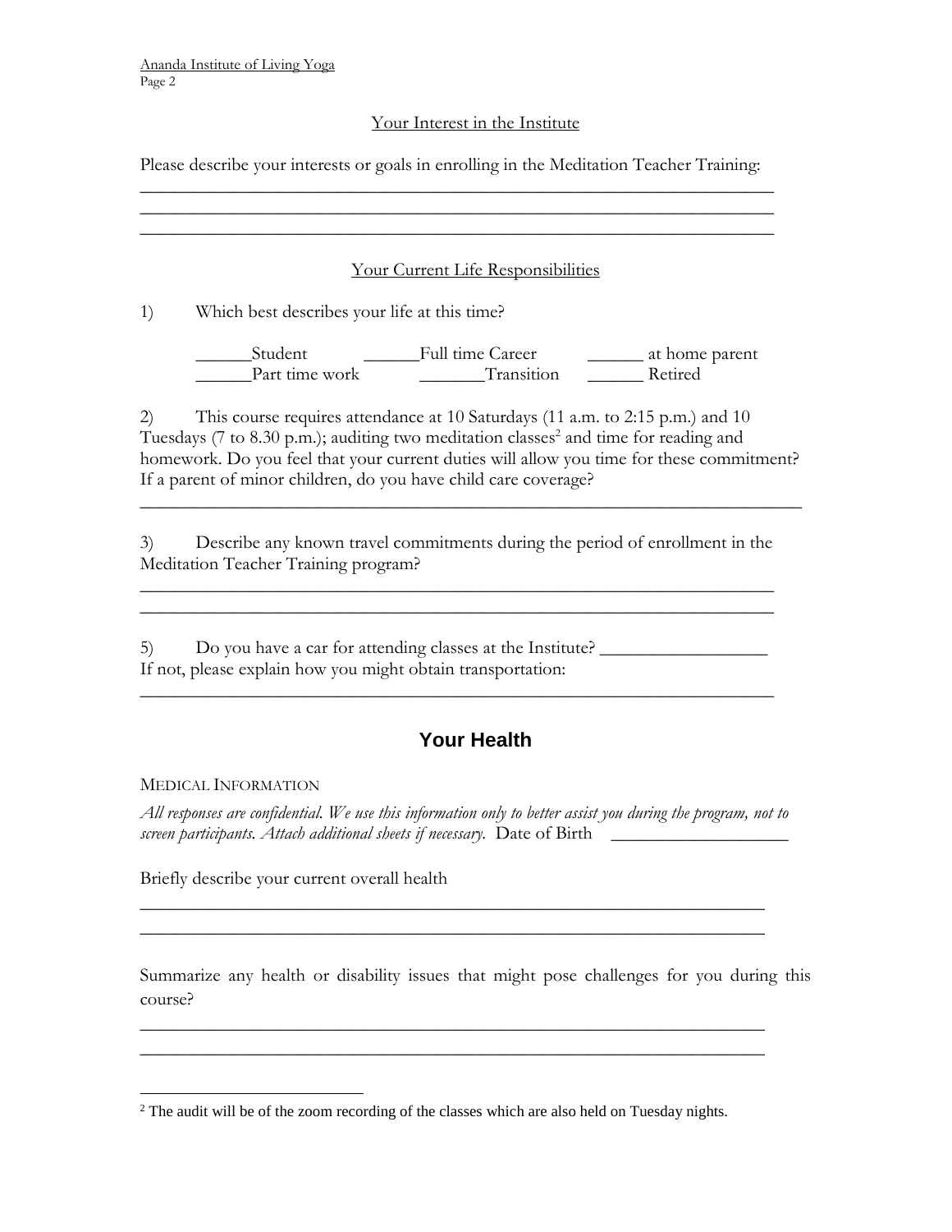## Your Interest in the Institute

Please describe your interests or goals in enrolling in the Meditation Teacher Training:
______________________________________________________________________
______________________________________________________________________
______________________________________________________________________

## Your Current Life Responsibilities

1) Which best describes your life at this time?

______Student ______Full time Career ______ at home parent
______Part time work _______Transition ______ Retired

2) This course requires attendance at 10 Saturdays (11 a.m. to 2:15 p.m.) and 10 Tuesdays (7 to 8.30 p.m.); auditing two meditation classes[2] and time for reading and homework. Do you feel that your current duties will allow you time for these commitment? If a parent of minor children, do you have child care coverage?
______________________________________________________________________

3) Describe any known travel commitments during the period of enrollment in the Meditation Teacher Training program?
______________________________________________________________________
______________________________________________________________________

5) Do you have a car for attending classes at the Institute? __________________
If not, please explain how you might obtain transportation:
______________________________________________________________________

# Your Health

MEDICAL INFORMATION

*All responses are confidential. We use this information only to better assist you during the program, not to screen participants. Attach additional sheets if necessary.* Date of Birth ___________________

Briefly describe your current overall health
______________________________________________________________________
______________________________________________________________________

Summarize any health or disability issues that might pose challenges for you during this course?
______________________________________________________________________
______________________________________________________________________

[2] The audit will be of the zoom recording of the classes which are also held on Tuesday nights.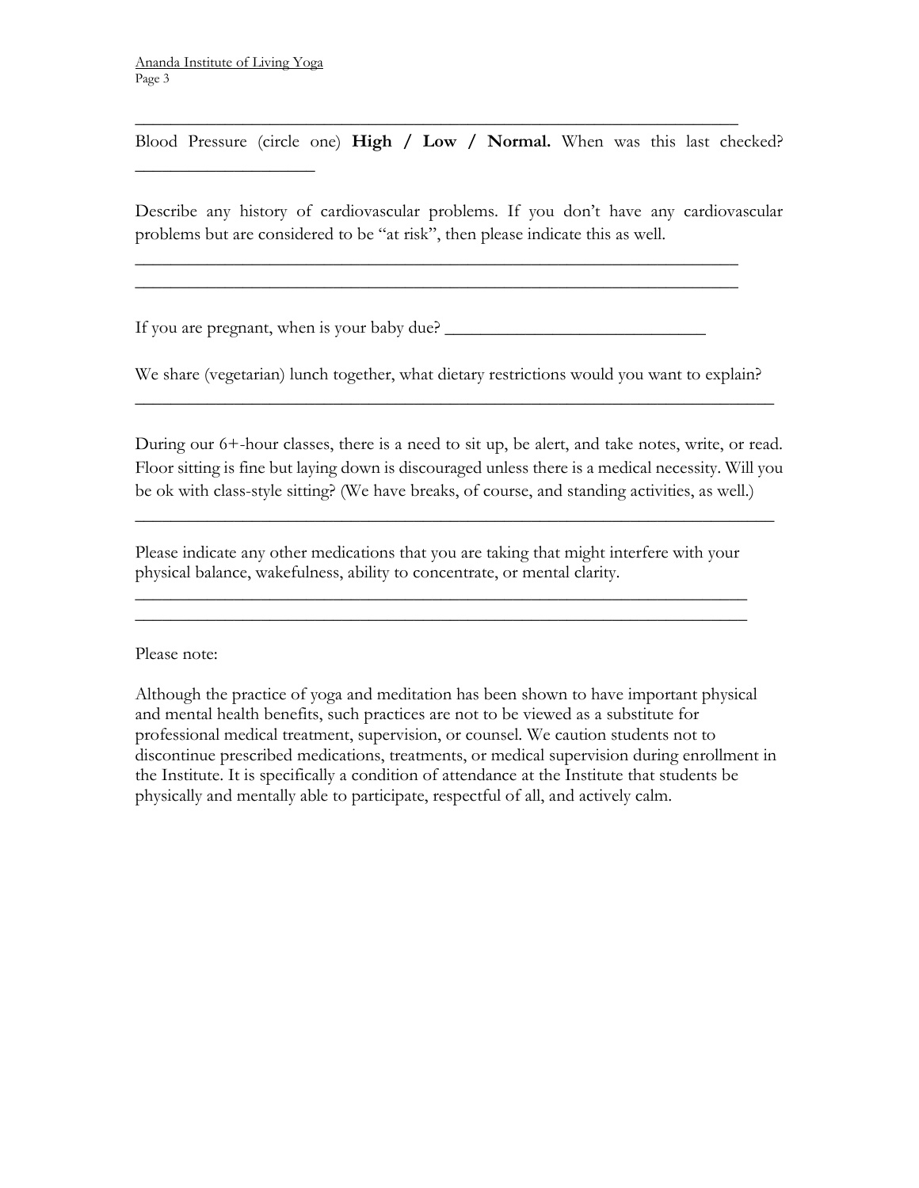\_\_\_\_\_\_\_\_\_\_\_\_\_\_\_\_\_\_\_\_\_\_\_\_\_\_\_\_\_\_\_\_\_\_\_\_\_\_\_\_\_\_\_\_\_\_\_\_\_\_\_\_\_\_\_\_\_\_\_\_\_\_\_\_\_\_\_\_

Blood Pressure (circle one) **High / Low / Normal.** When was this last checked? \_\_\_\_\_\_\_\_\_\_\_\_\_\_\_\_\_\_\_\_

Describe any history of cardiovascular problems. If you don't have any cardiovascular problems but are considered to be "at risk", then please indicate this as well.

\_\_\_\_\_\_\_\_\_\_\_\_\_\_\_\_\_\_\_\_\_\_\_\_\_\_\_\_\_\_\_\_\_\_\_\_\_\_\_\_\_\_\_\_\_\_\_\_\_\_\_\_\_\_\_\_\_\_\_\_\_\_\_\_\_\_\_\_
\_\_\_\_\_\_\_\_\_\_\_\_\_\_\_\_\_\_\_\_\_\_\_\_\_\_\_\_\_\_\_\_\_\_\_\_\_\_\_\_\_\_\_\_\_\_\_\_\_\_\_\_\_\_\_\_\_\_\_\_\_\_\_\_\_\_\_\_

If you are pregnant, when is your baby due? \_\_\_\_\_\_\_\_\_\_\_\_\_\_\_\_\_\_\_\_\_\_\_\_\_\_\_\_\_\_

We share (vegetarian) lunch together, what dietary restrictions would you want to explain?

\_\_\_\_\_\_\_\_\_\_\_\_\_\_\_\_\_\_\_\_\_\_\_\_\_\_\_\_\_\_\_\_\_\_\_\_\_\_\_\_\_\_\_\_\_\_\_\_\_\_\_\_\_\_\_\_\_\_\_\_\_\_\_\_\_\_\_\_

During our 6+-hour classes, there is a need to sit up, be alert, and take notes, write, or read. Floor sitting is fine but laying down is discouraged unless there is a medical necessity. Will you be ok with class-style sitting? (We have breaks, of course, and standing activities, as well.)

\_\_\_\_\_\_\_\_\_\_\_\_\_\_\_\_\_\_\_\_\_\_\_\_\_\_\_\_\_\_\_\_\_\_\_\_\_\_\_\_\_\_\_\_\_\_\_\_\_\_\_\_\_\_\_\_\_\_\_\_\_\_\_\_\_\_\_\_

Please indicate any other medications that you are taking that might interfere with your physical balance, wakefulness, ability to concentrate, or mental clarity.

\_\_\_\_\_\_\_\_\_\_\_\_\_\_\_\_\_\_\_\_\_\_\_\_\_\_\_\_\_\_\_\_\_\_\_\_\_\_\_\_\_\_\_\_\_\_\_\_\_\_\_\_\_\_\_\_\_\_\_\_\_\_\_\_\_\_\_\_
\_\_\_\_\_\_\_\_\_\_\_\_\_\_\_\_\_\_\_\_\_\_\_\_\_\_\_\_\_\_\_\_\_\_\_\_\_\_\_\_\_\_\_\_\_\_\_\_\_\_\_\_\_\_\_\_\_\_\_\_\_\_\_\_\_\_\_\_

Please note:

Although the practice of yoga and meditation has been shown to have important physical and mental health benefits, such practices are not to be viewed as a substitute for professional medical treatment, supervision, or counsel. We caution students not to discontinue prescribed medications, treatments, or medical supervision during enrollment in the Institute. It is specifically a condition of attendance at the Institute that students be physically and mentally able to participate, respectful of all, and actively calm.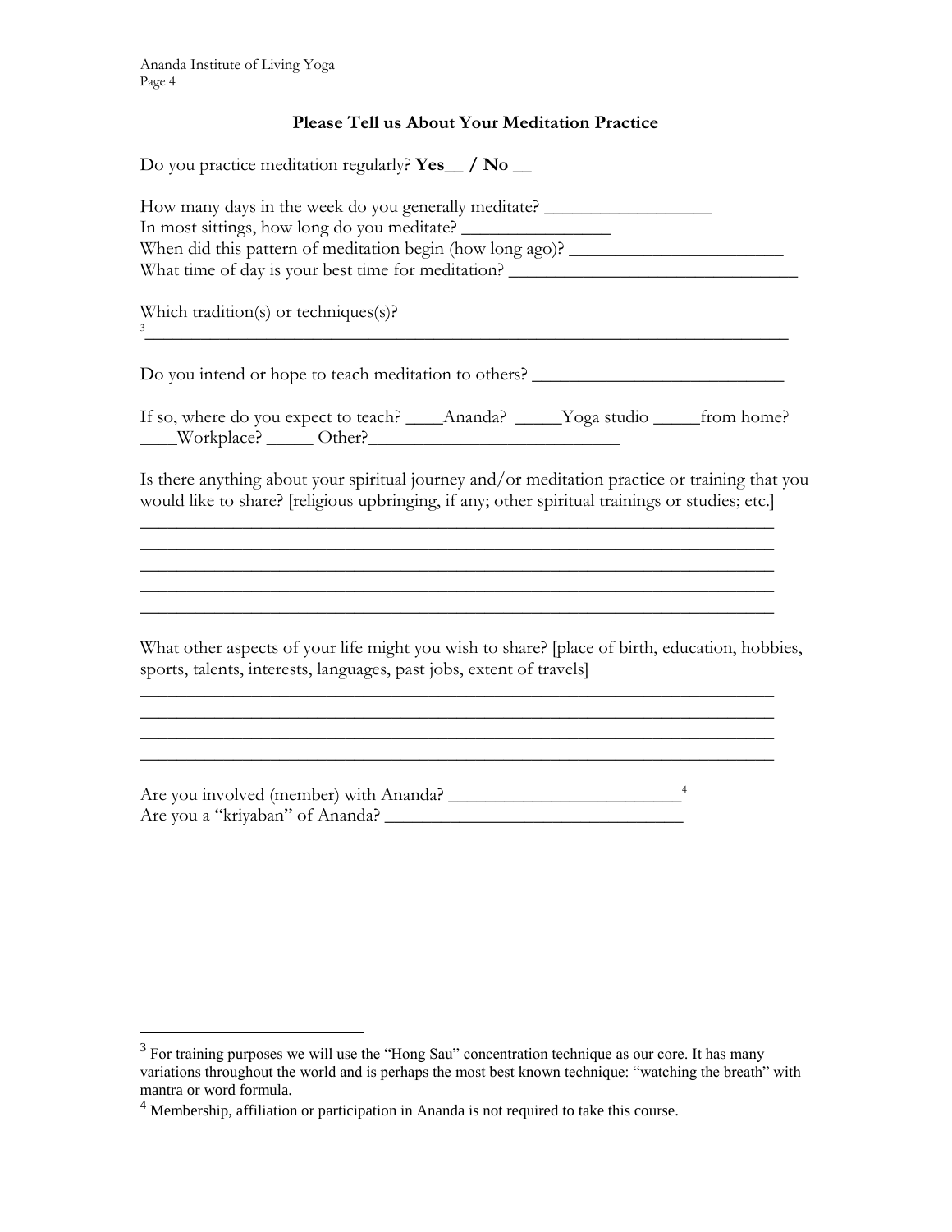## Please Tell us About Your Meditation Practice

Do you practice meditation regularly? **Yes__ / No __**

How many days in the week do you generally meditate? __________________
In most sittings, how long do you meditate? ________________
When did this pattern of meditation begin (how long ago)? _______________________
What time of day is your best time for meditation? _______________________________

Which tradition(s) or techniques(s)?
[3]_________________________________________________________________________

Do you intend or hope to teach meditation to others? ___________________________

If so, where do you expect to teach? ____Ananda? _____Yoga studio _____from home? ____Workplace? _____ Other?___________________________

Is there anything about your spiritual journey and/or meditation practice or training that you would like to share? [religious upbringing, if any; other spiritual trainings or studies; etc.]

_______________________________________________________________________
_______________________________________________________________________
_______________________________________________________________________
_______________________________________________________________________
_______________________________________________________________________

What other aspects of your life might you wish to share? [place of birth, education, hobbies, sports, talents, interests, languages, past jobs, extent of travels]

_______________________________________________________________________
_______________________________________________________________________
_______________________________________________________________________
_______________________________________________________________________

Are you involved (member) with Ananda? _________________________[4]
Are you a "kriyaban" of Ananda? _________________________________

---

[3] For training purposes we will use the "Hong Sau" concentration technique as our core. It has many variations throughout the world and is perhaps the most best known technique: "watching the breath" with mantra or word formula.

[4] Membership, affiliation or participation in Ananda is not required to take this course.